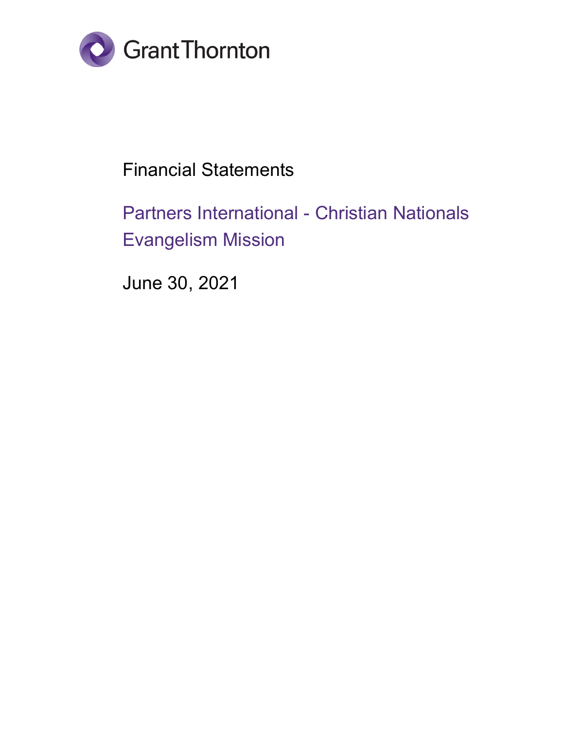Grant Thornton

# Financial Statements

## Partners International - Christian Nationals Evangelism Mission

June 30, 2021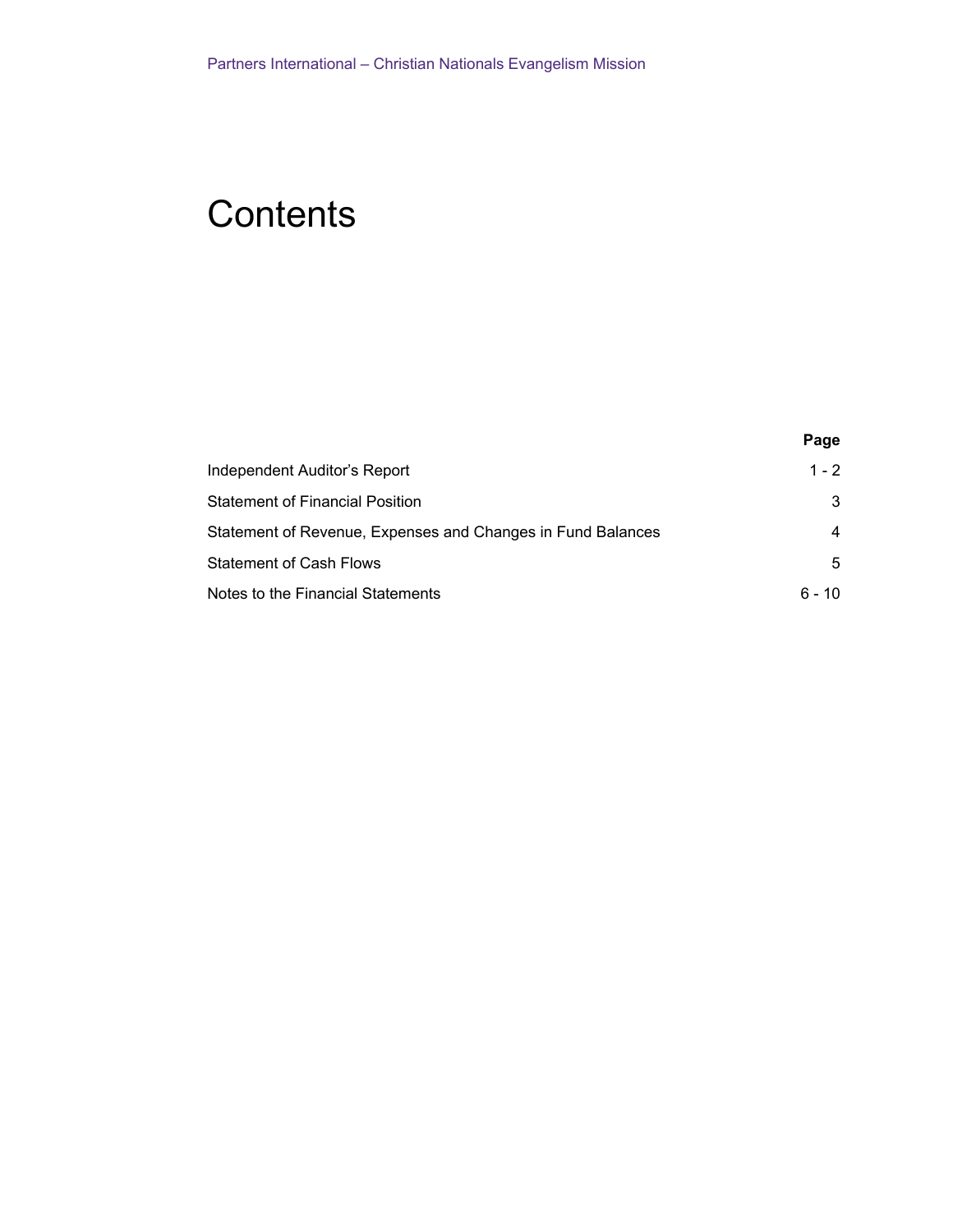# Contents

| | Page |
|---|---|
| Independent Auditor's Report | 1 - 2 |
| Statement of Financial Position | 3 |
| Statement of Revenue, Expenses and Changes in Fund Balances | 4 |
| Statement of Cash Flows | 5 |
| Notes to the Financial Statements | 6 - 10 |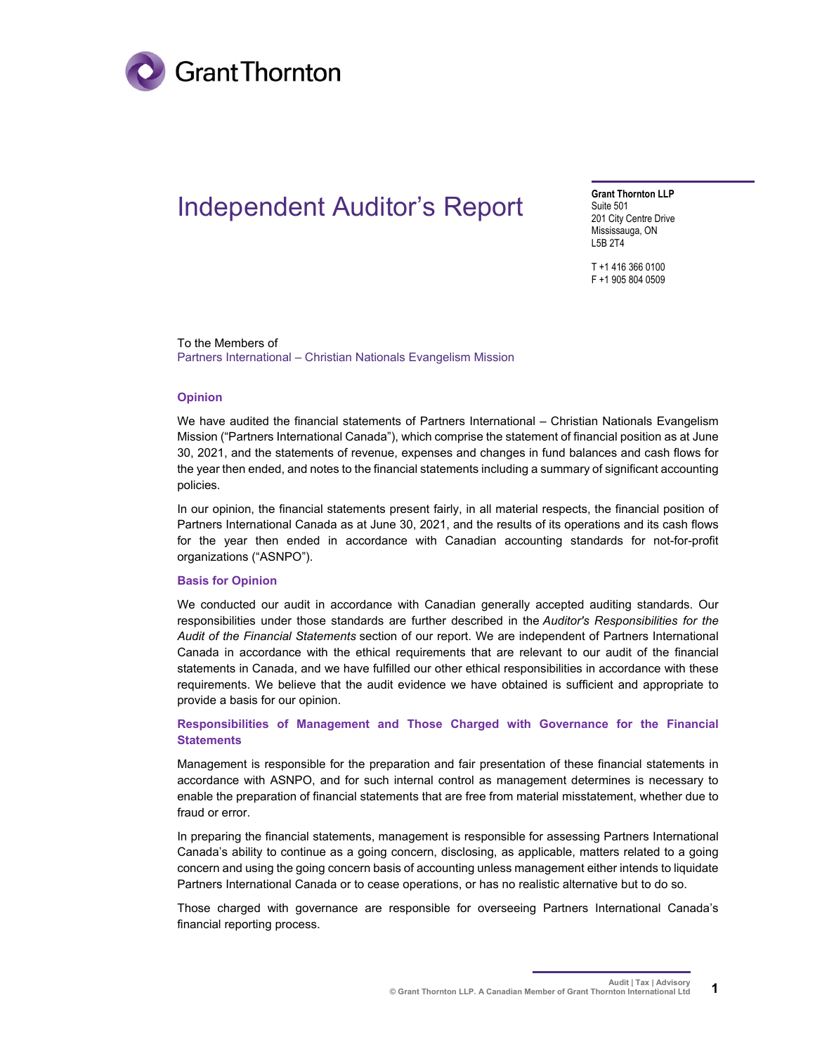# Independent Auditor's Report

**Grant Thornton LLP**
Suite 501
201 City Centre Drive
Mississauga, ON
L5B 2T4

T +1 416 366 0100
F +1 905 804 0509

To the Members of
Partners International – Christian Nationals Evangelism Mission

## Opinion

We have audited the financial statements of Partners International – Christian Nationals Evangelism Mission ("Partners International Canada"), which comprise the statement of financial position as at June 30, 2021, and the statements of revenue, expenses and changes in fund balances and cash flows for the year then ended, and notes to the financial statements including a summary of significant accounting policies.

In our opinion, the financial statements present fairly, in all material respects, the financial position of Partners International Canada as at June 30, 2021, and the results of its operations and its cash flows for the year then ended in accordance with Canadian accounting standards for not-for-profit organizations ("ASNPO").

## Basis for Opinion

We conducted our audit in accordance with Canadian generally accepted auditing standards. Our responsibilities under those standards are further described in the *Auditor's Responsibilities for the Audit of the Financial Statements* section of our report. We are independent of Partners International Canada in accordance with the ethical requirements that are relevant to our audit of the financial statements in Canada, and we have fulfilled our other ethical responsibilities in accordance with these requirements. We believe that the audit evidence we have obtained is sufficient and appropriate to provide a basis for our opinion.

## Responsibilities of Management and Those Charged with Governance for the Financial Statements

Management is responsible for the preparation and fair presentation of these financial statements in accordance with ASNPO, and for such internal control as management determines is necessary to enable the preparation of financial statements that are free from material misstatement, whether due to fraud or error.

In preparing the financial statements, management is responsible for assessing Partners International Canada's ability to continue as a going concern, disclosing, as applicable, matters related to a going concern and using the going concern basis of accounting unless management either intends to liquidate Partners International Canada or to cease operations, or has no realistic alternative but to do so.

Those charged with governance are responsible for overseeing Partners International Canada's financial reporting process.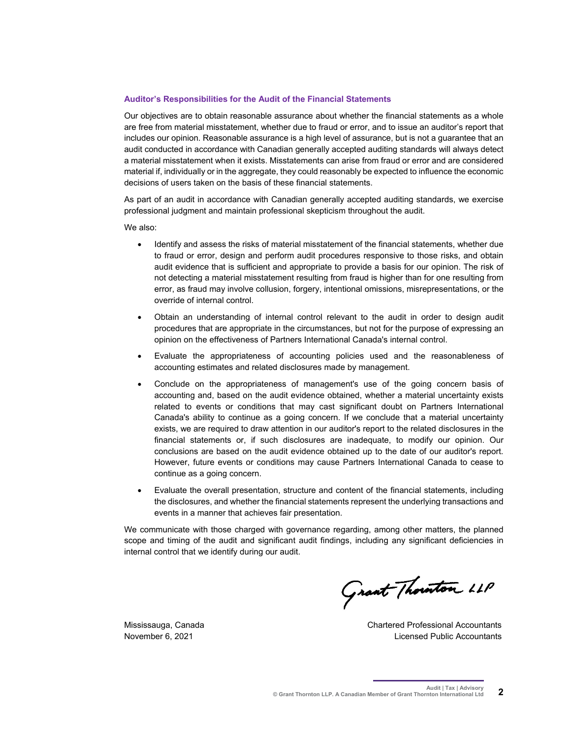### Auditor's Responsibilities for the Audit of the Financial Statements

Our objectives are to obtain reasonable assurance about whether the financial statements as a whole are free from material misstatement, whether due to fraud or error, and to issue an auditor's report that includes our opinion. Reasonable assurance is a high level of assurance, but is not a guarantee that an audit conducted in accordance with Canadian generally accepted auditing standards will always detect a material misstatement when it exists. Misstatements can arise from fraud or error and are considered material if, individually or in the aggregate, they could reasonably be expected to influence the economic decisions of users taken on the basis of these financial statements.

As part of an audit in accordance with Canadian generally accepted auditing standards, we exercise professional judgment and maintain professional skepticism throughout the audit.

We also:

- Identify and assess the risks of material misstatement of the financial statements, whether due to fraud or error, design and perform audit procedures responsive to those risks, and obtain audit evidence that is sufficient and appropriate to provide a basis for our opinion. The risk of not detecting a material misstatement resulting from fraud is higher than for one resulting from error, as fraud may involve collusion, forgery, intentional omissions, misrepresentations, or the override of internal control.
- Obtain an understanding of internal control relevant to the audit in order to design audit procedures that are appropriate in the circumstances, but not for the purpose of expressing an opinion on the effectiveness of Partners International Canada's internal control.
- Evaluate the appropriateness of accounting policies used and the reasonableness of accounting estimates and related disclosures made by management.
- Conclude on the appropriateness of management's use of the going concern basis of accounting and, based on the audit evidence obtained, whether a material uncertainty exists related to events or conditions that may cast significant doubt on Partners International Canada's ability to continue as a going concern. If we conclude that a material uncertainty exists, we are required to draw attention in our auditor's report to the related disclosures in the financial statements or, if such disclosures are inadequate, to modify our opinion. Our conclusions are based on the audit evidence obtained up to the date of our auditor's report. However, future events or conditions may cause Partners International Canada to cease to continue as a going concern.
- Evaluate the overall presentation, structure and content of the financial statements, including the disclosures, and whether the financial statements represent the underlying transactions and events in a manner that achieves fair presentation.

We communicate with those charged with governance regarding, among other matters, the planned scope and timing of the audit and significant audit findings, including any significant deficiencies in internal control that we identify during our audit.

Grant Thornton LLP

Mississauga, Canada
November 6, 2021

Chartered Professional Accountants
Licensed Public Accountants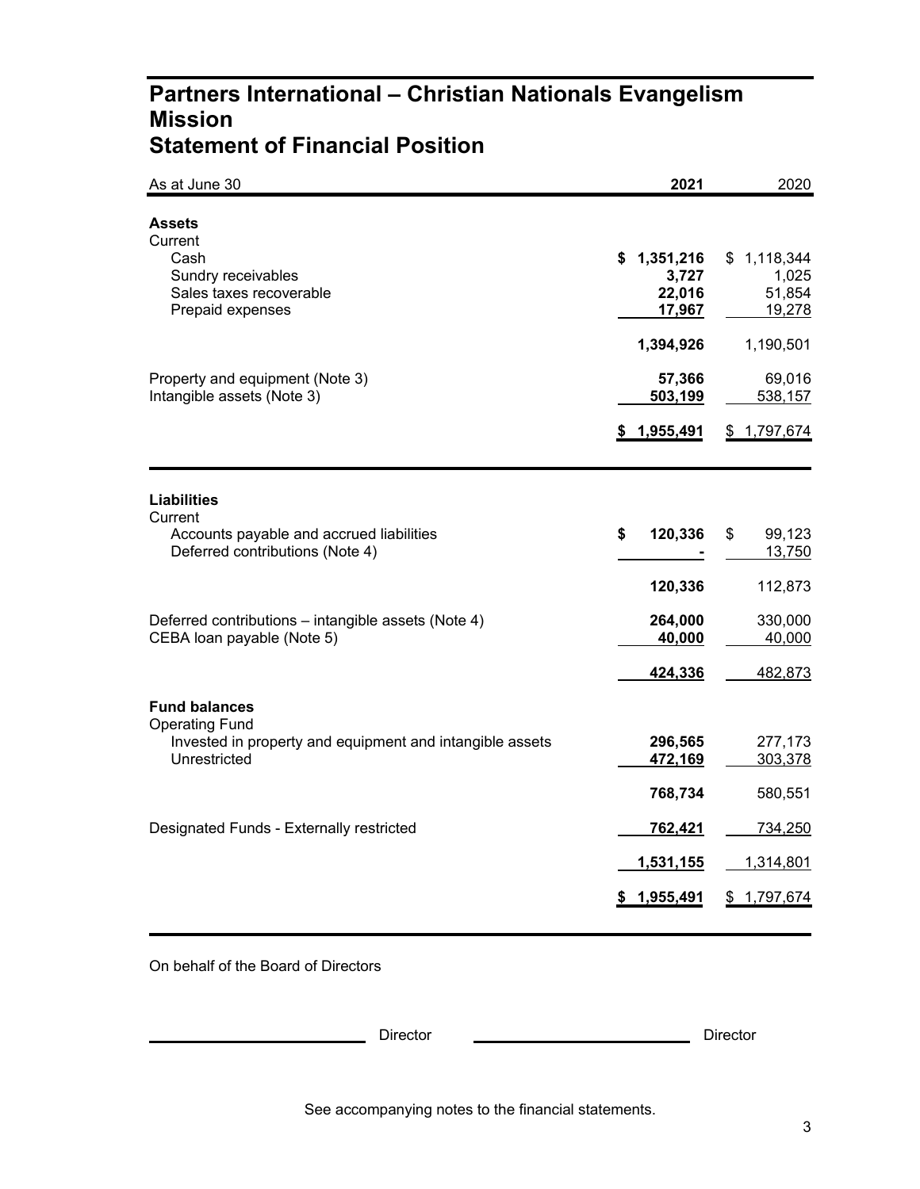# Partners International – Christian Nationals Evangelism Mission
# Statement of Financial Position

| As at June 30 | 2021 | 2020 |
|---|---|---|
| **Assets** | | |
| Current | | |
| Cash | **$ 1,351,216** | $ 1,118,344 |
| Sundry receivables | **3,727** | 1,025 |
| Sales taxes recoverable | **22,016** | 51,854 |
| Prepaid expenses | **17,967** | 19,278 |
| | **1,394,926** | 1,190,501 |
| Property and equipment (Note 3) | **57,366** | 69,016 |
| Intangible assets (Note 3) | **503,199** | 538,157 |
| | **$ 1,955,491** | $ 1,797,674 |
| **Liabilities** | | |
| Current | | |
| Accounts payable and accrued liabilities | **$ 120,336** | $ 99,123 |
| Deferred contributions (Note 4) | **-** | 13,750 |
| | **120,336** | 112,873 |
| Deferred contributions – intangible assets (Note 4) | **264,000** | 330,000 |
| CEBA loan payable (Note 5) | **40,000** | 40,000 |
| | **424,336** | 482,873 |
| **Fund balances** | | |
| Operating Fund | | |
| Invested in property and equipment and intangible assets | **296,565** | 277,173 |
| Unrestricted | **472,169** | 303,378 |
| | **768,734** | 580,551 |
| Designated Funds - Externally restricted | **762,421** | 734,250 |
| | **1,531,155** | 1,314,801 |
| | **$ 1,955,491** | $ 1,797,674 |

On behalf of the Board of Directors

_________________________ Director _________________________ Director

See accompanying notes to the financial statements.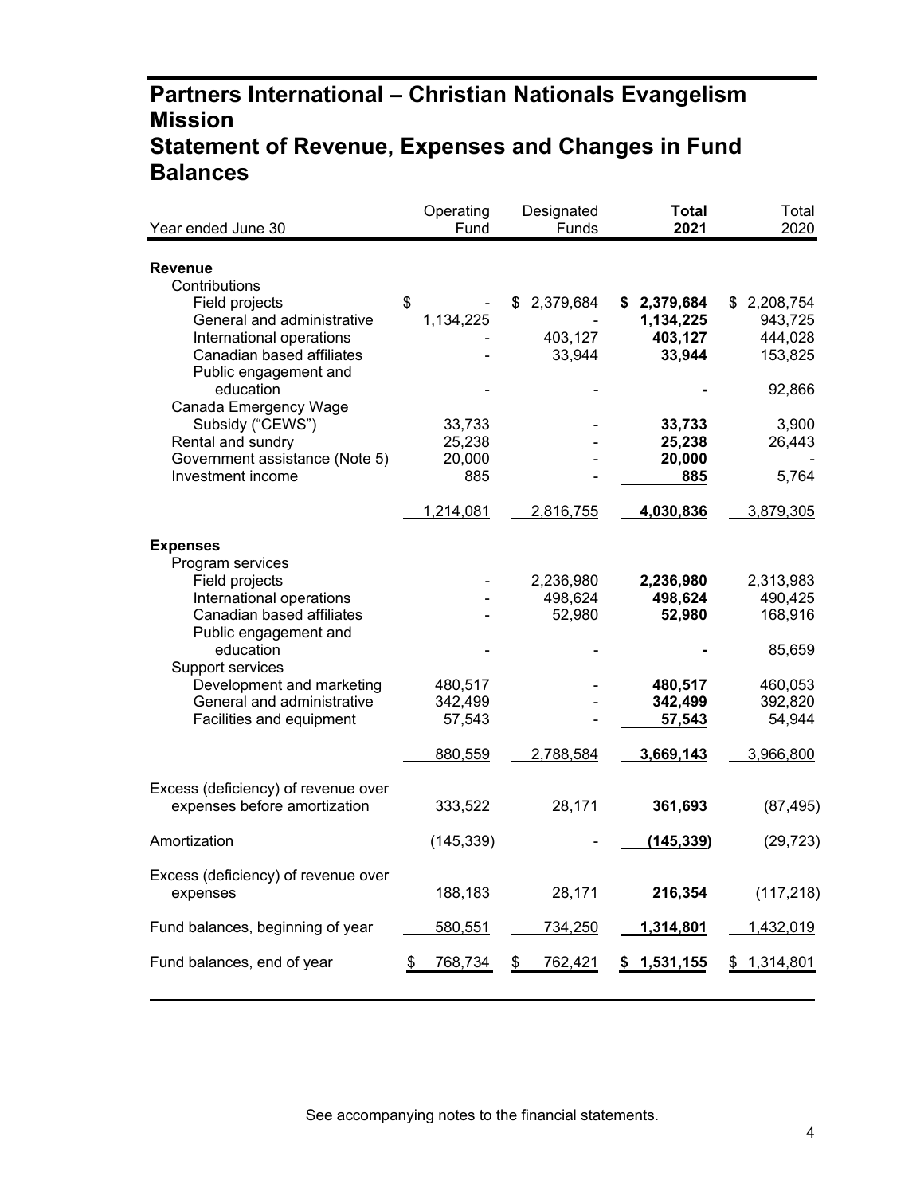# Partners International – Christian Nationals Evangelism Mission

# Statement of Revenue, Expenses and Changes in Fund Balances

| Year ended June 30 | Operating Fund | Designated Funds | **Total 2021** | Total 2020 |
|---|---|---|---|---|
| **Revenue** | | | | |
| Contributions | | | | |
| Field projects | $ - | $ 2,379,684 | **$ 2,379,684** | $ 2,208,754 |
| General and administrative | 1,134,225 | - | **1,134,225** | 943,725 |
| International operations | - | 403,127 | **403,127** | 444,028 |
| Canadian based affiliates | - | 33,944 | **33,944** | 153,825 |
| Public engagement and education | - | - | **-** | 92,866 |
| Canada Emergency Wage Subsidy ("CEWS") | 33,733 | - | **33,733** | 3,900 |
| Rental and sundry | 25,238 | - | **25,238** | 26,443 |
| Government assistance (Note 5) | 20,000 | - | **20,000** | - |
| Investment income | 885 | - | **885** | 5,764 |
| | 1,214,081 | 2,816,755 | **4,030,836** | 3,879,305 |
| **Expenses** | | | | |
| Program services | | | | |
| Field projects | - | 2,236,980 | **2,236,980** | 2,313,983 |
| International operations | - | 498,624 | **498,624** | 490,425 |
| Canadian based affiliates | - | 52,980 | **52,980** | 168,916 |
| Public engagement and education | - | - | **-** | 85,659 |
| Support services | | | | |
| Development and marketing | 480,517 | - | **480,517** | 460,053 |
| General and administrative | 342,499 | - | **342,499** | 392,820 |
| Facilities and equipment | 57,543 | - | **57,543** | 54,944 |
| | 880,559 | 2,788,584 | **3,669,143** | 3,966,800 |
| Excess (deficiency) of revenue over expenses before amortization | 333,522 | 28,171 | **361,693** | (87,495) |
| Amortization | (145,339) | - | **(145,339)** | (29,723) |
| Excess (deficiency) of revenue over expenses | 188,183 | 28,171 | **216,354** | (117,218) |
| Fund balances, beginning of year | 580,551 | 734,250 | **1,314,801** | 1,432,019 |
| Fund balances, end of year | $ 768,734 | $ 762,421 | **$ 1,531,155** | $ 1,314,801 |

See accompanying notes to the financial statements.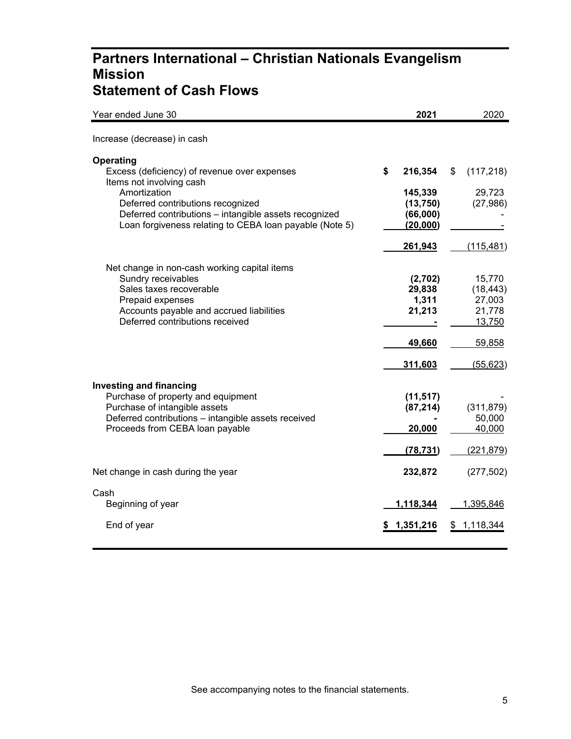# Partners International – Christian Nationals Evangelism Mission
# Statement of Cash Flows

| Year ended June 30 | 2021 | 2020 |
|---|---|---|
| Increase (decrease) in cash | | |
| **Operating** | | |
| Excess (deficiency) of revenue over expenses | $ 216,354 | $ (117,218) |
| Items not involving cash | | |
| Amortization | 145,339 | 29,723 |
| Deferred contributions recognized | (13,750) | (27,986) |
| Deferred contributions – intangible assets recognized | (66,000) | - |
| Loan forgiveness relating to CEBA loan payable (Note 5) | (20,000) | - |
| | 261,943 | (115,481) |
| Net change in non-cash working capital items | | |
| Sundry receivables | (2,702) | 15,770 |
| Sales taxes recoverable | 29,838 | (18,443) |
| Prepaid expenses | 1,311 | 27,003 |
| Accounts payable and accrued liabilities | 21,213 | 21,778 |
| Deferred contributions received | - | 13,750 |
| | 49,660 | 59,858 |
| | 311,603 | (55,623) |
| **Investing and financing** | | |
| Purchase of property and equipment | (11,517) | - |
| Purchase of intangible assets | (87,214) | (311,879) |
| Deferred contributions – intangible assets received | - | 50,000 |
| Proceeds from CEBA loan payable | 20,000 | 40,000 |
| | (78,731) | (221,879) |
| Net change in cash during the year | 232,872 | (277,502) |
| Cash | | |
| Beginning of year | 1,118,344 | 1,395,846 |
| End of year | $ 1,351,216 | $ 1,118,344 |

See accompanying notes to the financial statements.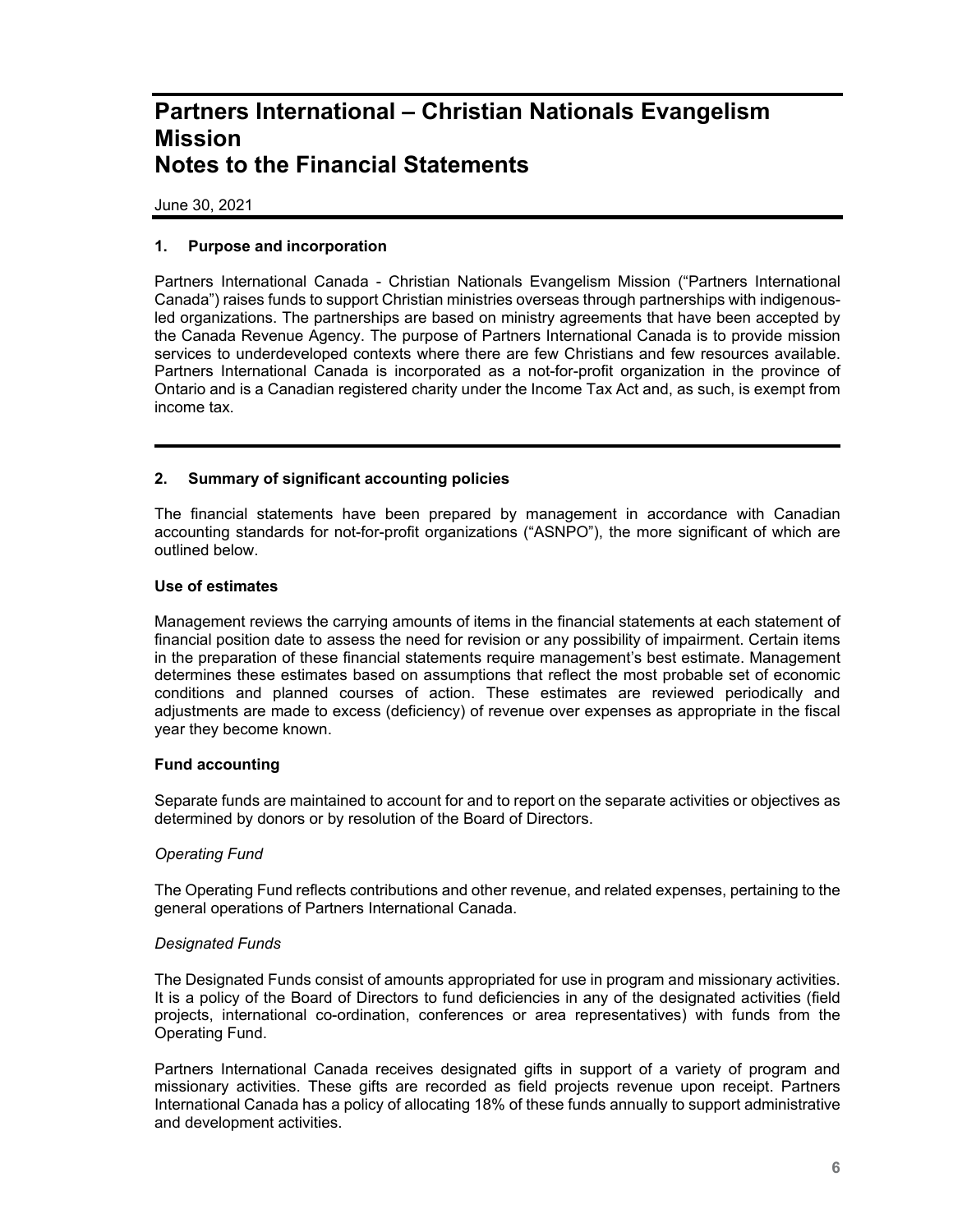# Partners International – Christian Nationals Evangelism Mission
# Notes to the Financial Statements

June 30, 2021

### 1. Purpose and incorporation

Partners International Canada - Christian Nationals Evangelism Mission ("Partners International Canada") raises funds to support Christian ministries overseas through partnerships with indigenous-led organizations. The partnerships are based on ministry agreements that have been accepted by the Canada Revenue Agency. The purpose of Partners International Canada is to provide mission services to underdeveloped contexts where there are few Christians and few resources available. Partners International Canada is incorporated as a not-for-profit organization in the province of Ontario and is a Canadian registered charity under the Income Tax Act and, as such, is exempt from income tax.

### 2. Summary of significant accounting policies

The financial statements have been prepared by management in accordance with Canadian accounting standards for not-for-profit organizations ("ASNPO"), the more significant of which are outlined below.

**Use of estimates**

Management reviews the carrying amounts of items in the financial statements at each statement of financial position date to assess the need for revision or any possibility of impairment. Certain items in the preparation of these financial statements require management's best estimate. Management determines these estimates based on assumptions that reflect the most probable set of economic conditions and planned courses of action. These estimates are reviewed periodically and adjustments are made to excess (deficiency) of revenue over expenses as appropriate in the fiscal year they become known.

**Fund accounting**

Separate funds are maintained to account for and to report on the separate activities or objectives as determined by donors or by resolution of the Board of Directors.

*Operating Fund*

The Operating Fund reflects contributions and other revenue, and related expenses, pertaining to the general operations of Partners International Canada.

*Designated Funds*

The Designated Funds consist of amounts appropriated for use in program and missionary activities. It is a policy of the Board of Directors to fund deficiencies in any of the designated activities (field projects, international co-ordination, conferences or area representatives) with funds from the Operating Fund.

Partners International Canada receives designated gifts in support of a variety of program and missionary activities. These gifts are recorded as field projects revenue upon receipt. Partners International Canada has a policy of allocating 18% of these funds annually to support administrative and development activities.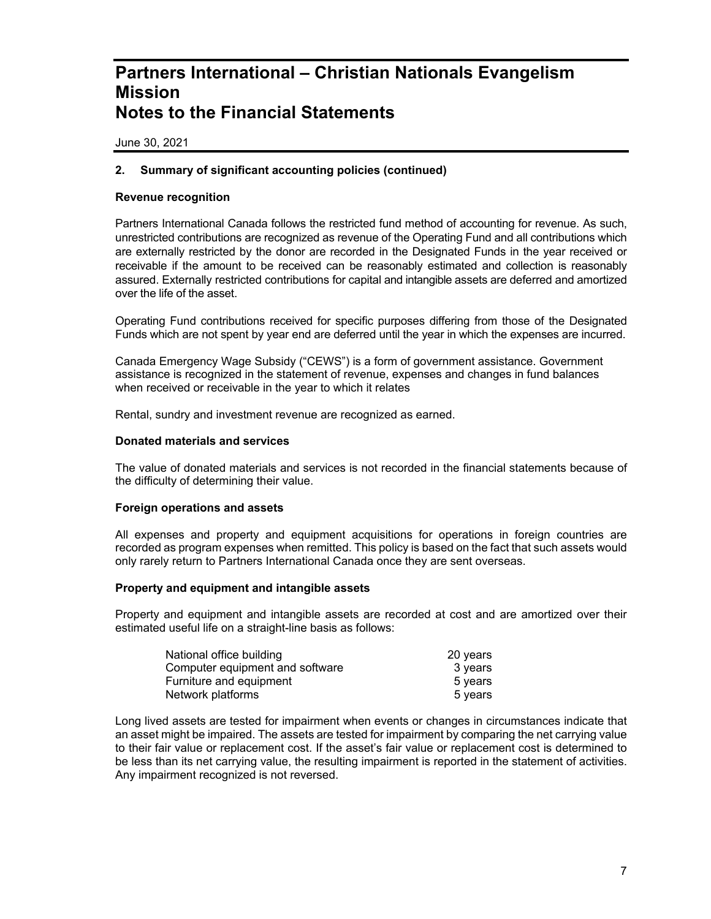# Partners International – Christian Nationals Evangelism Mission
# Notes to the Financial Statements

June 30, 2021

### 2. Summary of significant accounting policies (continued)

**Revenue recognition**

Partners International Canada follows the restricted fund method of accounting for revenue. As such, unrestricted contributions are recognized as revenue of the Operating Fund and all contributions which are externally restricted by the donor are recorded in the Designated Funds in the year received or receivable if the amount to be received can be reasonably estimated and collection is reasonably assured. Externally restricted contributions for capital and intangible assets are deferred and amortized over the life of the asset.

Operating Fund contributions received for specific purposes differing from those of the Designated Funds which are not spent by year end are deferred until the year in which the expenses are incurred.

Canada Emergency Wage Subsidy ("CEWS") is a form of government assistance. Government assistance is recognized in the statement of revenue, expenses and changes in fund balances when received or receivable in the year to which it relates

Rental, sundry and investment revenue are recognized as earned.

**Donated materials and services**

The value of donated materials and services is not recorded in the financial statements because of the difficulty of determining their value.

**Foreign operations and assets**

All expenses and property and equipment acquisitions for operations in foreign countries are recorded as program expenses when remitted. This policy is based on the fact that such assets would only rarely return to Partners International Canada once they are sent overseas.

**Property and equipment and intangible assets**

Property and equipment and intangible assets are recorded at cost and are amortized over their estimated useful life on a straight-line basis as follows:

| | |
|---|---|
| National office building | 20 years |
| Computer equipment and software | 3 years |
| Furniture and equipment | 5 years |
| Network platforms | 5 years |

Long lived assets are tested for impairment when events or changes in circumstances indicate that an asset might be impaired. The assets are tested for impairment by comparing the net carrying value to their fair value or replacement cost. If the asset's fair value or replacement cost is determined to be less than its net carrying value, the resulting impairment is reported in the statement of activities. Any impairment recognized is not reversed.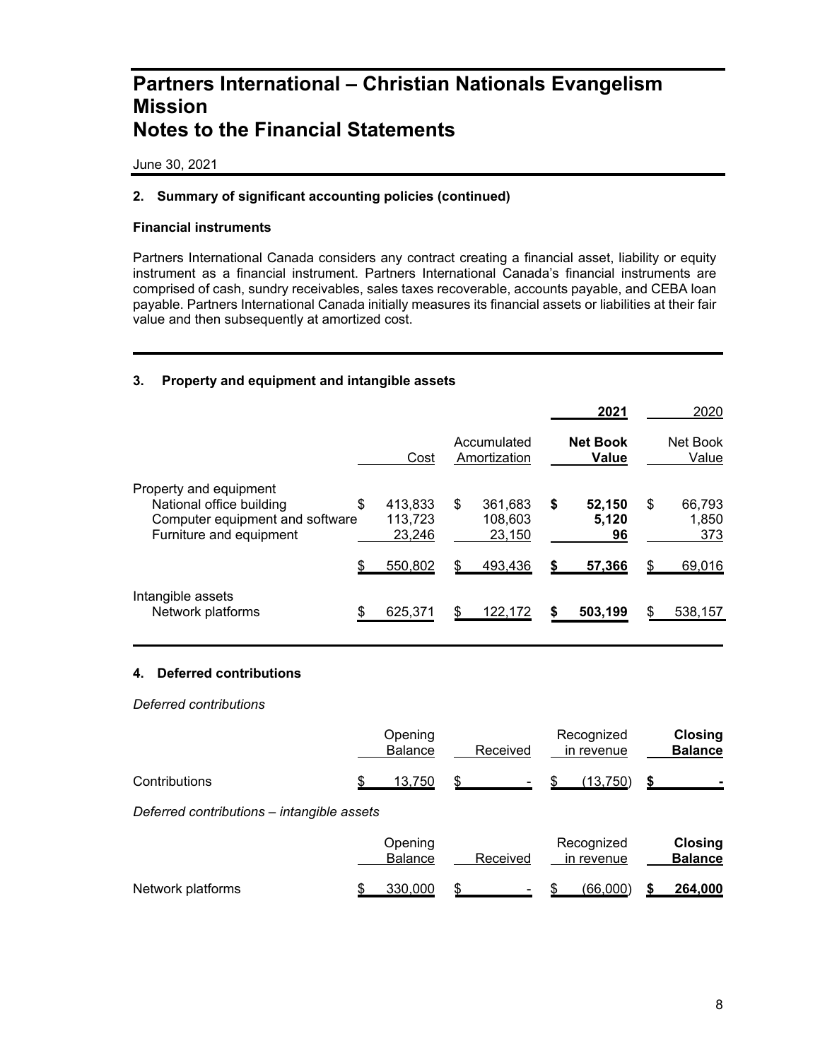# Partners International – Christian Nationals Evangelism Mission
# Notes to the Financial Statements

June 30, 2021

### 2. Summary of significant accounting policies (continued)

**Financial instruments**

Partners International Canada considers any contract creating a financial asset, liability or equity instrument as a financial instrument. Partners International Canada's financial instruments are comprised of cash, sundry receivables, sales taxes recoverable, accounts payable, and CEBA loan payable. Partners International Canada initially measures its financial assets or liabilities at their fair value and then subsequently at amortized cost.

### 3. Property and equipment and intangible assets

| | | | **2021** | 2020 |
|---|---|---|---|---|
| | Cost | Accumulated Amortization | **Net Book Value** | Net Book Value |
| Property and equipment | | | | |
| National office building | $ 413,833 | $ 361,683 | **$ 52,150** | $ 66,793 |
| Computer equipment and software | 113,723 | 108,603 | **5,120** | 1,850 |
| Furniture and equipment | 23,246 | 23,150 | **96** | 373 |
| | $ 550,802 | $ 493,436 | **$ 57,366** | $ 69,016 |
| Intangible assets | | | | |
| Network platforms | $ 625,371 | $ 122,172 | **$ 503,199** | $ 538,157 |

### 4. Deferred contributions

*Deferred contributions*

| | Opening Balance | Received | Recognized in revenue | **Closing Balance** |
|---|---|---|---|---|
| Contributions | $ 13,750 | $ - | $ (13,750) | **$ -** |

*Deferred contributions – intangible assets*

| | Opening Balance | Received | Recognized in revenue | **Closing Balance** |
|---|---|---|---|---|
| Network platforms | $ 330,000 | $ - | $ (66,000) | **$ 264,000** |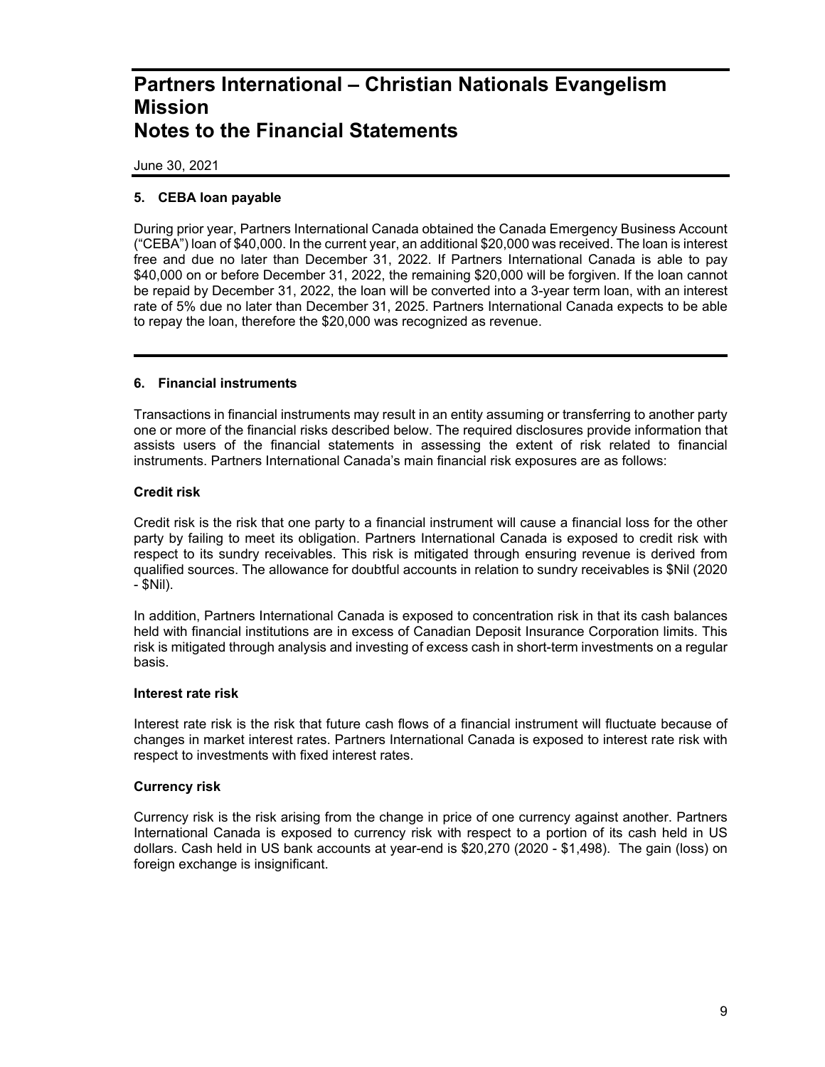# Partners International – Christian Nationals Evangelism Mission
# Notes to the Financial Statements

June 30, 2021

## 5. CEBA loan payable

During prior year, Partners International Canada obtained the Canada Emergency Business Account ("CEBA") loan of $40,000. In the current year, an additional $20,000 was received. The loan is interest free and due no later than December 31, 2022. If Partners International Canada is able to pay $40,000 on or before December 31, 2022, the remaining $20,000 will be forgiven. If the loan cannot be repaid by December 31, 2022, the loan will be converted into a 3-year term loan, with an interest rate of 5% due no later than December 31, 2025. Partners International Canada expects to be able to repay the loan, therefore the $20,000 was recognized as revenue.

## 6. Financial instruments

Transactions in financial instruments may result in an entity assuming or transferring to another party one or more of the financial risks described below. The required disclosures provide information that assists users of the financial statements in assessing the extent of risk related to financial instruments. Partners International Canada's main financial risk exposures are as follows:

### Credit risk

Credit risk is the risk that one party to a financial instrument will cause a financial loss for the other party by failing to meet its obligation. Partners International Canada is exposed to credit risk with respect to its sundry receivables. This risk is mitigated through ensuring revenue is derived from qualified sources. The allowance for doubtful accounts in relation to sundry receivables is $Nil (2020 - $Nil).

In addition, Partners International Canada is exposed to concentration risk in that its cash balances held with financial institutions are in excess of Canadian Deposit Insurance Corporation limits. This risk is mitigated through analysis and investing of excess cash in short-term investments on a regular basis.

### Interest rate risk

Interest rate risk is the risk that future cash flows of a financial instrument will fluctuate because of changes in market interest rates. Partners International Canada is exposed to interest rate risk with respect to investments with fixed interest rates.

### Currency risk

Currency risk is the risk arising from the change in price of one currency against another. Partners International Canada is exposed to currency risk with respect to a portion of its cash held in US dollars. Cash held in US bank accounts at year-end is $20,270 (2020 - $1,498). The gain (loss) on foreign exchange is insignificant.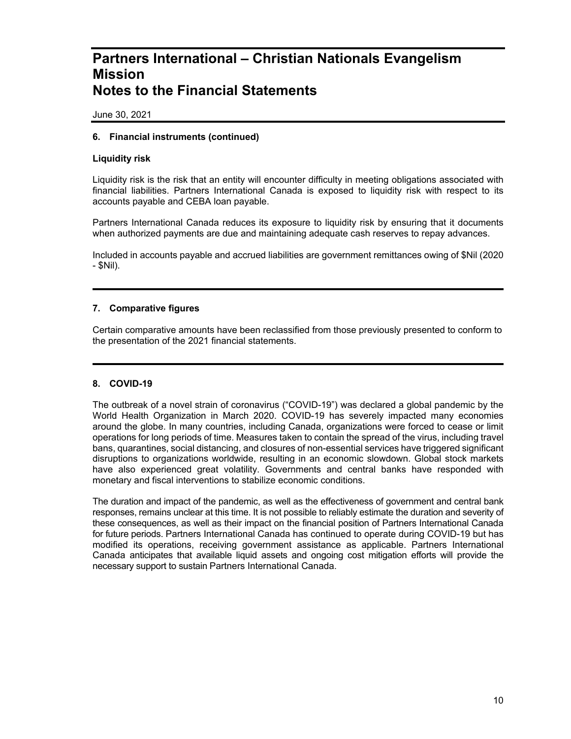## 6. Financial instruments (continued)

### Liquidity risk

Liquidity risk is the risk that an entity will encounter difficulty in meeting obligations associated with financial liabilities. Partners International Canada is exposed to liquidity risk with respect to its accounts payable and CEBA loan payable.

Partners International Canada reduces its exposure to liquidity risk by ensuring that it documents when authorized payments are due and maintaining adequate cash reserves to repay advances.

Included in accounts payable and accrued liabilities are government remittances owing of $Nil (2020 - $Nil).

## 7. Comparative figures

Certain comparative amounts have been reclassified from those previously presented to conform to the presentation of the 2021 financial statements.

## 8. COVID-19

The outbreak of a novel strain of coronavirus ("COVID-19") was declared a global pandemic by the World Health Organization in March 2020. COVID-19 has severely impacted many economies around the globe. In many countries, including Canada, organizations were forced to cease or limit operations for long periods of time. Measures taken to contain the spread of the virus, including travel bans, quarantines, social distancing, and closures of non-essential services have triggered significant disruptions to organizations worldwide, resulting in an economic slowdown. Global stock markets have also experienced great volatility. Governments and central banks have responded with monetary and fiscal interventions to stabilize economic conditions.

The duration and impact of the pandemic, as well as the effectiveness of government and central bank responses, remains unclear at this time. It is not possible to reliably estimate the duration and severity of these consequences, as well as their impact on the financial position of Partners International Canada for future periods. Partners International Canada has continued to operate during COVID-19 but has modified its operations, receiving government assistance as applicable. Partners International Canada anticipates that available liquid assets and ongoing cost mitigation efforts will provide the necessary support to sustain Partners International Canada.